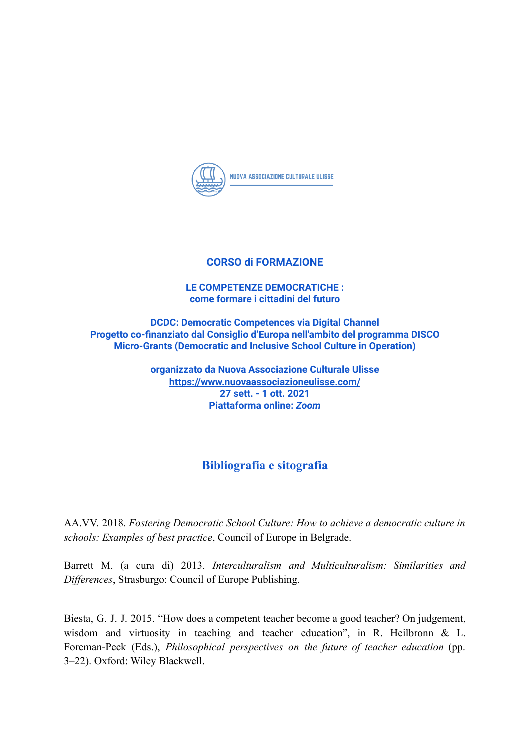NUOVA ASSOCIAZIONE CULTURALE ULISSE

**CORSO di FORMAZIONE**

**LE COMPETENZE DEMOCRATICHE :**
**come formare i cittadini del futuro**

**DCDC: Democratic Competences via Digital Channel**
**Progetto co-finanziato dal Consiglio d'Europa nell'ambito del programma DISCO**
**Micro-Grants (Democratic and Inclusive School Culture in Operation)**

**organizzato da Nuova Associazione Culturale Ulisse**
**https://www.nuovaassociazioneulisse.com/**
**27 sett. - 1 ott. 2021**
**Piattaforma online: *Zoom***

## Bibliografia e sitografia

AA.VV. 2018. *Fostering Democratic School Culture: How to achieve a democratic culture in schools: Examples of best practice*, Council of Europe in Belgrade.

Barrett M. (a cura di) 2013. *Interculturalism and Multiculturalism: Similarities and Differences*, Strasburgo: Council of Europe Publishing.

Biesta, G. J. J. 2015. "How does a competent teacher become a good teacher? On judgement, wisdom and virtuosity in teaching and teacher education", in R. Heilbronn & L. Foreman-Peck (Eds.), *Philosophical perspectives on the future of teacher education* (pp. 3–22). Oxford: Wiley Blackwell.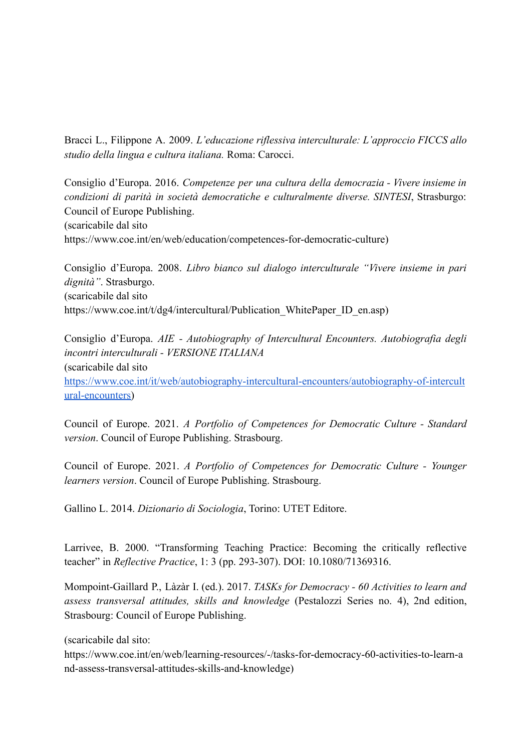Bracci L., Filippone A. 2009. *L'educazione riflessiva interculturale: L'approccio FICCS allo studio della lingua e cultura italiana.* Roma: Carocci.

Consiglio d'Europa. 2016. *Competenze per una cultura della democrazia - Vivere insieme in condizioni di parità in società democratiche e culturalmente diverse. SINTESI*, Strasburgo: Council of Europe Publishing.
(scaricabile dal sito
https://www.coe.int/en/web/education/competences-for-democratic-culture)

Consiglio d'Europa. 2008. *Libro bianco sul dialogo interculturale "Vivere insieme in pari dignità"*. Strasburgo.
(scaricabile dal sito
https://www.coe.int/t/dg4/intercultural/Publication_WhitePaper_ID_en.asp)

Consiglio d'Europa. *AIE - Autobiography of Intercultural Encounters. Autobiografia degli incontri interculturali - VERSIONE ITALIANA*
(scaricabile dal sito
[https://www.coe.int/it/web/autobiography-intercultural-encounters/autobiography-of-intercultural-encounters](https://www.coe.int/it/web/autobiography-intercultural-encounters/autobiography-of-intercultural-encounters))

Council of Europe. 2021. *A Portfolio of Competences for Democratic Culture - Standard version*. Council of Europe Publishing. Strasbourg.

Council of Europe. 2021. *A Portfolio of Competences for Democratic Culture - Younger learners version*. Council of Europe Publishing. Strasbourg.

Gallino L. 2014. *Dizionario di Sociologia*, Torino: UTET Editore.

Larrivee, B. 2000. "Transforming Teaching Practice: Becoming the critically reflective teacher" in *Reflective Practice*, 1: 3 (pp. 293-307). DOI: 10.1080/71369316.

Mompoint-Gaillard P., Làzàr I. (ed.). 2017. *TASKs for Democracy - 60 Activities to learn and assess transversal attitudes, skills and knowledge* (Pestalozzi Series no. 4), 2nd edition, Strasbourg: Council of Europe Publishing.

(scaricabile dal sito:
https://www.coe.int/en/web/learning-resources/-/tasks-for-democracy-60-activities-to-learn-and-assess-transversal-attitudes-skills-and-knowledge)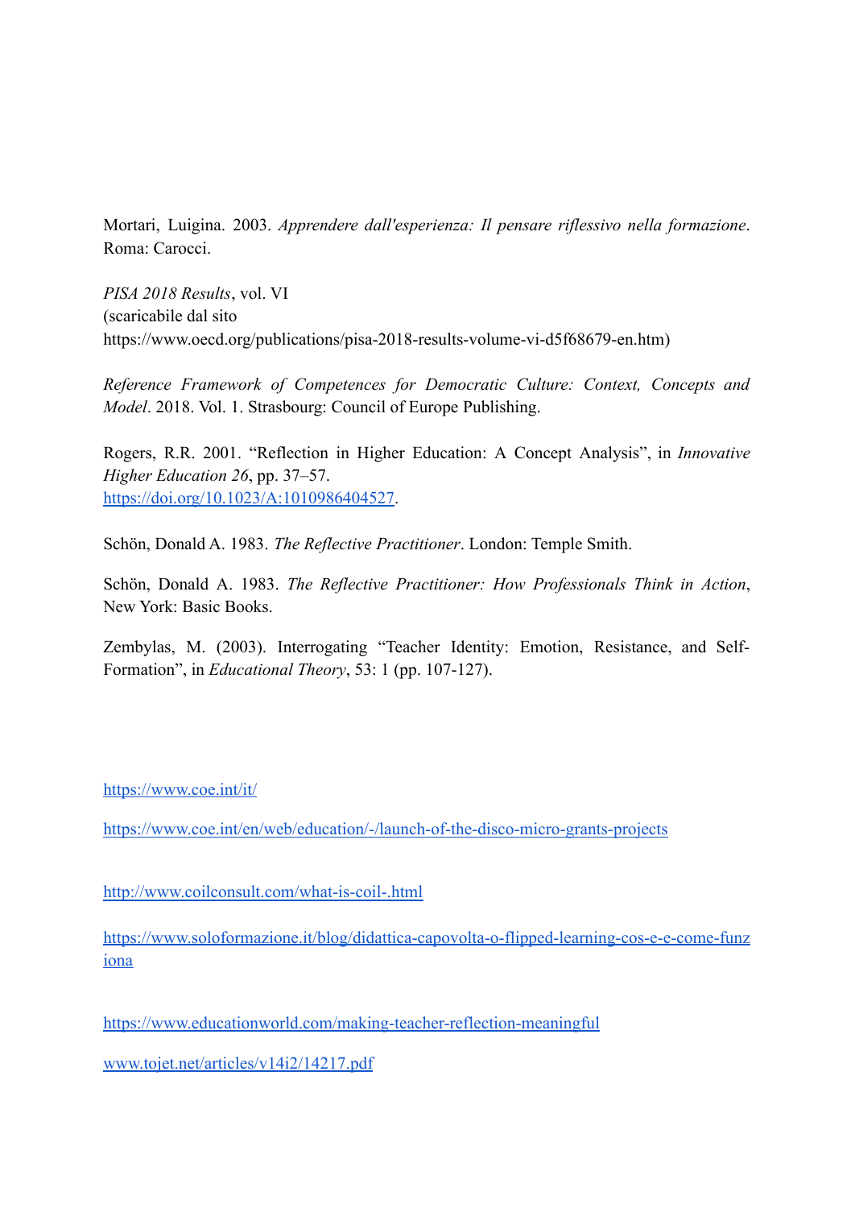Mortari, Luigina. 2003. *Apprendere dall'esperienza: Il pensare riflessivo nella formazione*. Roma: Carocci.

*PISA 2018 Results*, vol. VI
(scaricabile dal sito
https://www.oecd.org/publications/pisa-2018-results-volume-vi-d5f68679-en.htm)

*Reference Framework of Competences for Democratic Culture: Context, Concepts and Model*. 2018. Vol. 1. Strasbourg: Council of Europe Publishing.

Rogers, R.R. 2001. "Reflection in Higher Education: A Concept Analysis", in *Innovative Higher Education 26*, pp. 37–57.
https://doi.org/10.1023/A:1010986404527.

Schön, Donald A. 1983. *The Reflective Practitioner*. London: Temple Smith.

Schön, Donald A. 1983. *The Reflective Practitioner: How Professionals Think in Action*, New York: Basic Books.

Zembylas, M. (2003). Interrogating "Teacher Identity: Emotion, Resistance, and Self-Formation", in *Educational Theory*, 53: 1 (pp. 107-127).

https://www.coe.int/it/

https://www.coe.int/en/web/education/-/launch-of-the-disco-micro-grants-projects

http://www.coilconsult.com/what-is-coil-.html

https://www.soloformazione.it/blog/didattica-capovolta-o-flipped-learning-cos-e-e-come-funziona

https://www.educationworld.com/making-teacher-reflection-meaningful

www.tojet.net/articles/v14i2/14217.pdf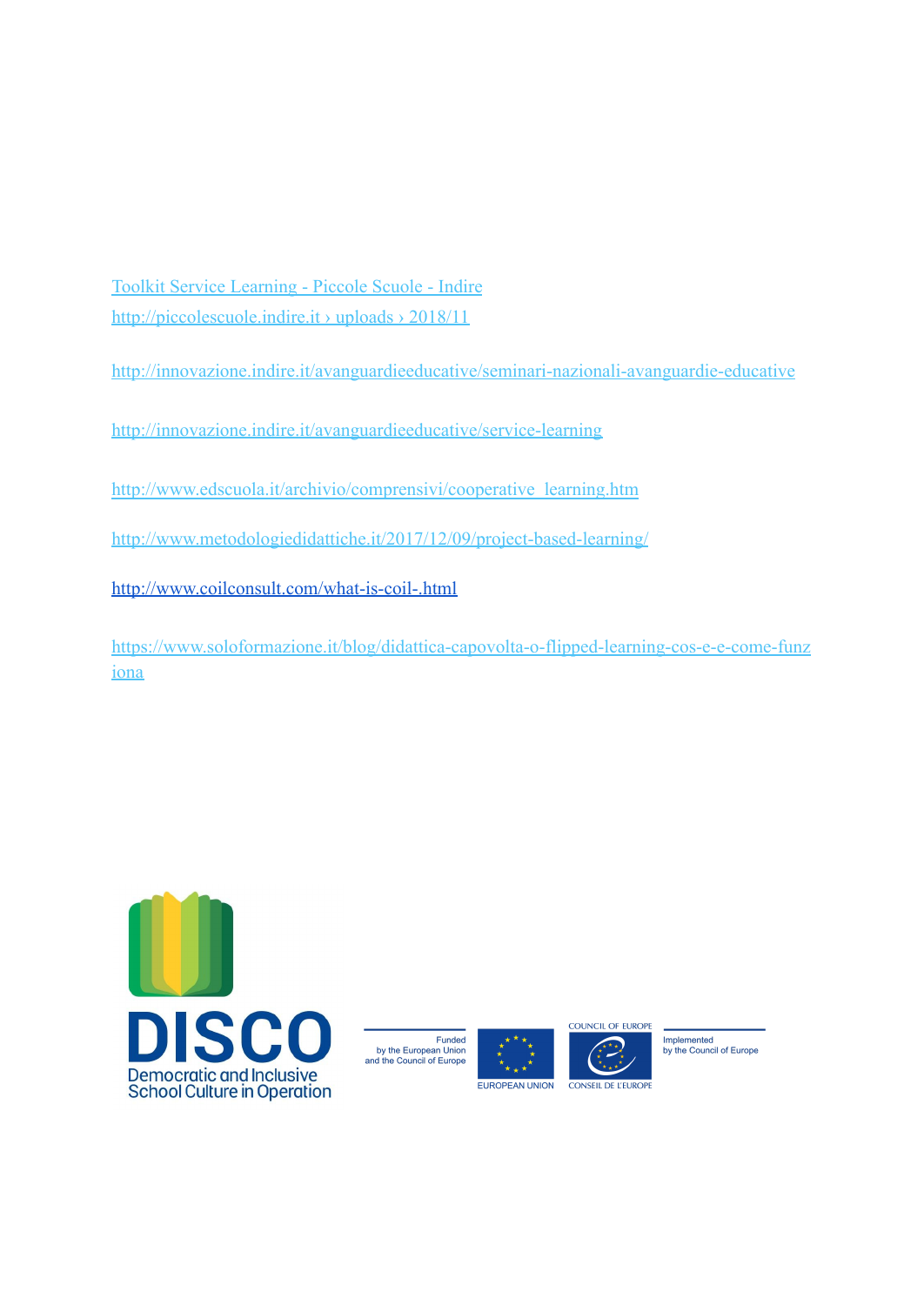Toolkit Service Learning - Piccole Scuole - Indire
http://piccolescuole.indire.it › uploads › 2018/11

http://innovazione.indire.it/avanguardieeducative/seminari-nazionali-avanguardie-educative

http://innovazione.indire.it/avanguardieeducative/service-learning

http://www.edscuola.it/archivio/comprensivi/cooperative_learning.htm

http://www.metodologiedidattiche.it/2017/12/09/project-based-learning/

http://www.coilconsult.com/what-is-coil-.html

https://www.soloformazione.it/blog/didattica-capovolta-o-flipped-learning-cos-e-e-come-funziona

DISCO
Democratic and Inclusive School Culture in Operation

Funded by the European Union and the Council of Europe

EUROPEAN UNION

COUNCIL OF EUROPE
CONSEIL DE L'EUROPE

Implemented by the Council of Europe